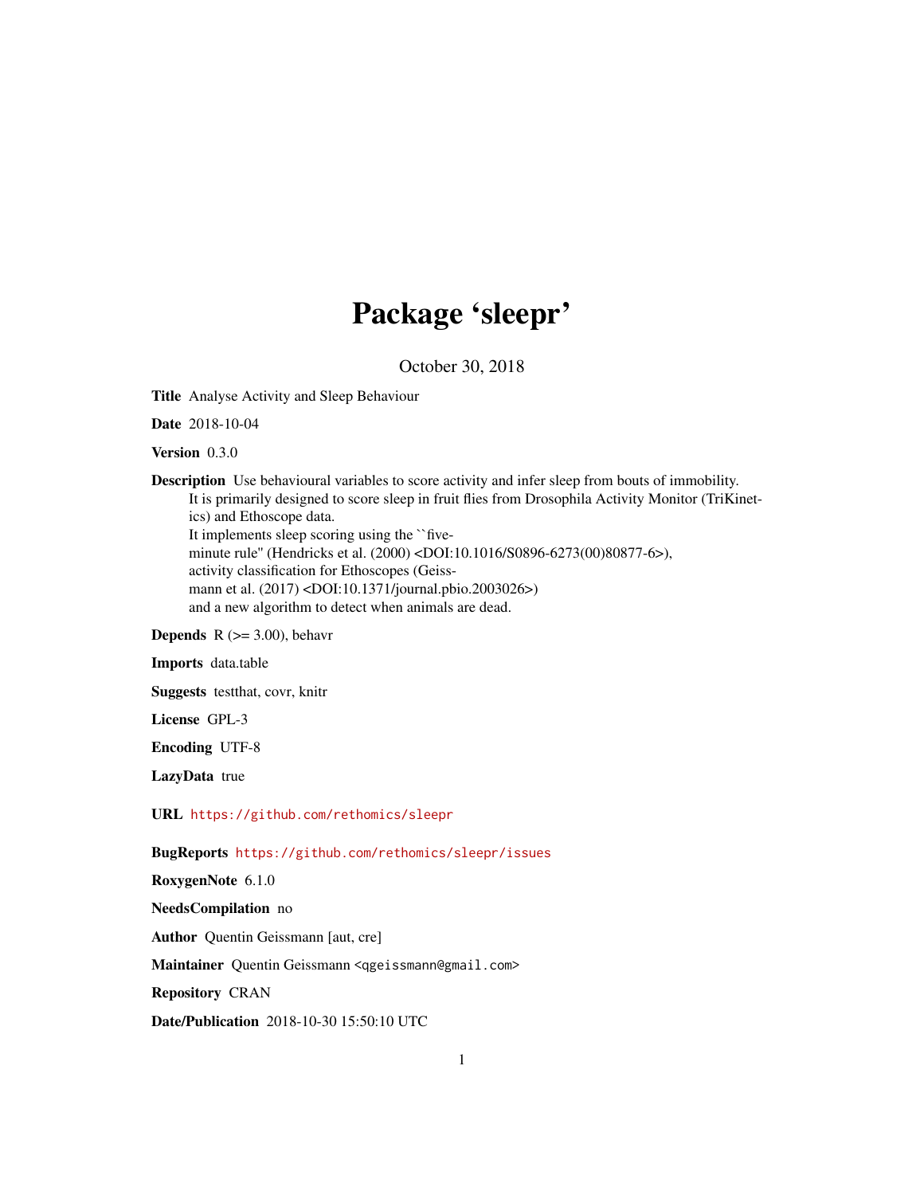# Package 'sleepr'

October 30, 2018

**Title** Analyse Activity and Sleep Behaviour

**Date** 2018-10-04

**Version** 0.3.0

**Description** Use behavioural variables to score activity and infer sleep from bouts of immobility. It is primarily designed to score sleep in fruit flies from Drosophila Activity Monitor (TriKinetics) and Ethoscope data. It implements sleep scoring using the ``five-minute rule'' (Hendricks et al. (2000) <DOI:10.1016/S0896-6273(00)80877-6>), activity classification for Ethoscopes (Geissmann et al. (2017) <DOI:10.1371/journal.pbio.2003026>) and a new algorithm to detect when animals are dead.

**Depends** R (>= 3.00), behavr

**Imports** data.table

**Suggests** testthat, covr, knitr

**License** GPL-3

**Encoding** UTF-8

**LazyData** true

**URL** https://github.com/rethomics/sleepr

**BugReports** https://github.com/rethomics/sleepr/issues

**RoxygenNote** 6.1.0

**NeedsCompilation** no

**Author** Quentin Geissmann [aut, cre]

**Maintainer** Quentin Geissmann <qgeissmann@gmail.com>

**Repository** CRAN

**Date/Publication** 2018-10-30 15:50:10 UTC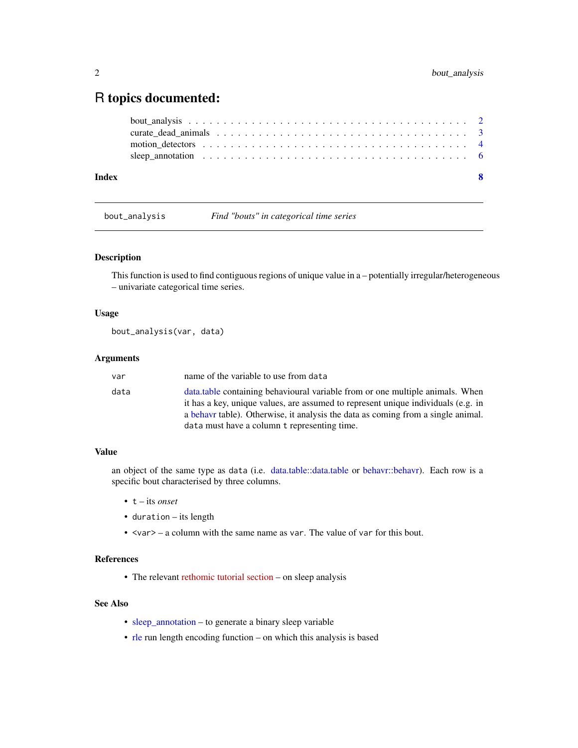# R topics documented:

- bout_analysis . . . . . . . . . . . . . . . . . . . . . . . . . . . . . . . . . . . . . . 2
- curate_dead_animals . . . . . . . . . . . . . . . . . . . . . . . . . . . . . . . . . . 3
- motion_detectors . . . . . . . . . . . . . . . . . . . . . . . . . . . . . . . . . . . . 4
- sleep_annotation . . . . . . . . . . . . . . . . . . . . . . . . . . . . . . . . . . . . 6

**Index** **8**

---

`bout_analysis` *Find "bouts" in categorical time series*

---

## Description

This function is used to find contiguous regions of unique value in a – potentially irregular/heterogeneous – univariate categorical time series.

## Usage

```
bout_analysis(var, data)
```

## Arguments

| | |
|---|---|
| `var` | name of the variable to use from `data` |
| `data` | data.table containing behavioural variable from or one multiple animals. When it has a key, unique values, are assumed to represent unique individuals (e.g. in a behavr table). Otherwise, it analysis the data as coming from a single animal. `data` must have a column `t` representing time. |

## Value

an object of the same type as `data` (i.e. data.table::data.table or behavr::behavr). Each row is a specific bout characterised by three columns.

- `t` – its *onset*
- `duration` – its length
- `<var>` – a column with the same name as `var`. The value of `var` for this bout.

## References

- The relevant rethomic tutorial section – on sleep analysis

## See Also

- sleep_annotation – to generate a binary sleep variable
- rle run length encoding function – on which this analysis is based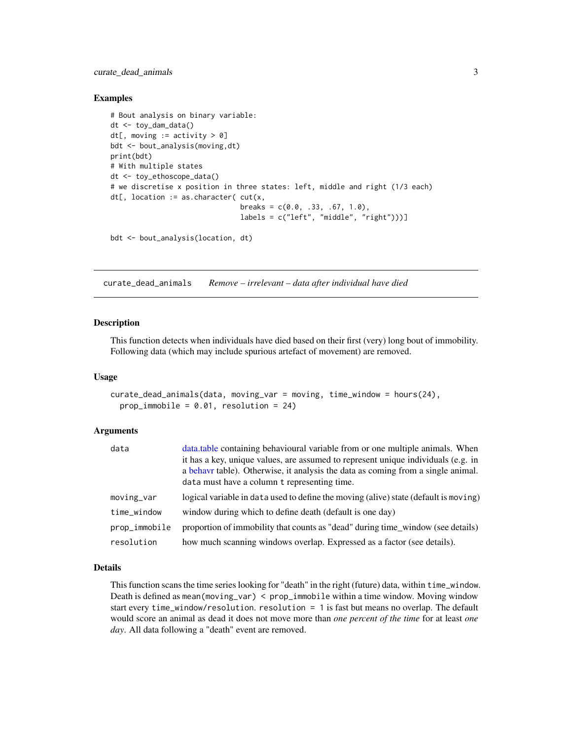### Examples

```
# Bout analysis on binary variable:
dt <- toy_dam_data()
dt[, moving := activity > 0]
bdt <- bout_analysis(moving,dt)
print(bdt)
# With multiple states
dt <- toy_ethoscope_data()
# we discretise x position in three states: left, middle and right (1/3 each)
dt[, location := as.character( cut(x,
                               breaks = c(0.0, .33, .67, 1.0),
                               labels = c("left", "middle", "right")))]

bdt <- bout_analysis(location, dt)
```

---

## curate_dead_animals — *Remove – irrelevant – data after individual have died*

### Description

This function detects when individuals have died based on their first (very) long bout of immobility. Following data (which may include spurious artefact of movement) are removed.

### Usage

```
curate_dead_animals(data, moving_var = moving, time_window = hours(24),
  prop_immobile = 0.01, resolution = 24)
```

### Arguments

| | |
|---|---|
| `data` | data.table containing behavioural variable from or one multiple animals. When it has a key, unique values, are assumed to represent unique individuals (e.g. in a behavr table). Otherwise, it analysis the data as coming from a single animal. `data` must have a column `t` representing time. |
| `moving_var` | logical variable in `data` used to define the moving (alive) state (default is `moving`) |
| `time_window` | window during which to define death (default is one day) |
| `prop_immobile` | proportion of immobility that counts as "dead" during time_window (see details) |
| `resolution` | how much scanning windows overlap. Expressed as a factor (see details). |

### Details

This function scans the time series looking for "death" in the right (future) data, within `time_window`. Death is defined as `mean(moving_var) < prop_immobile` within a time window. Moving window start every `time_window/resolution`. `resolution = 1` is fast but means no overlap. The default would score an animal as dead it does not move more than *one percent of the time* for at least *one day*. All data following a "death" event are removed.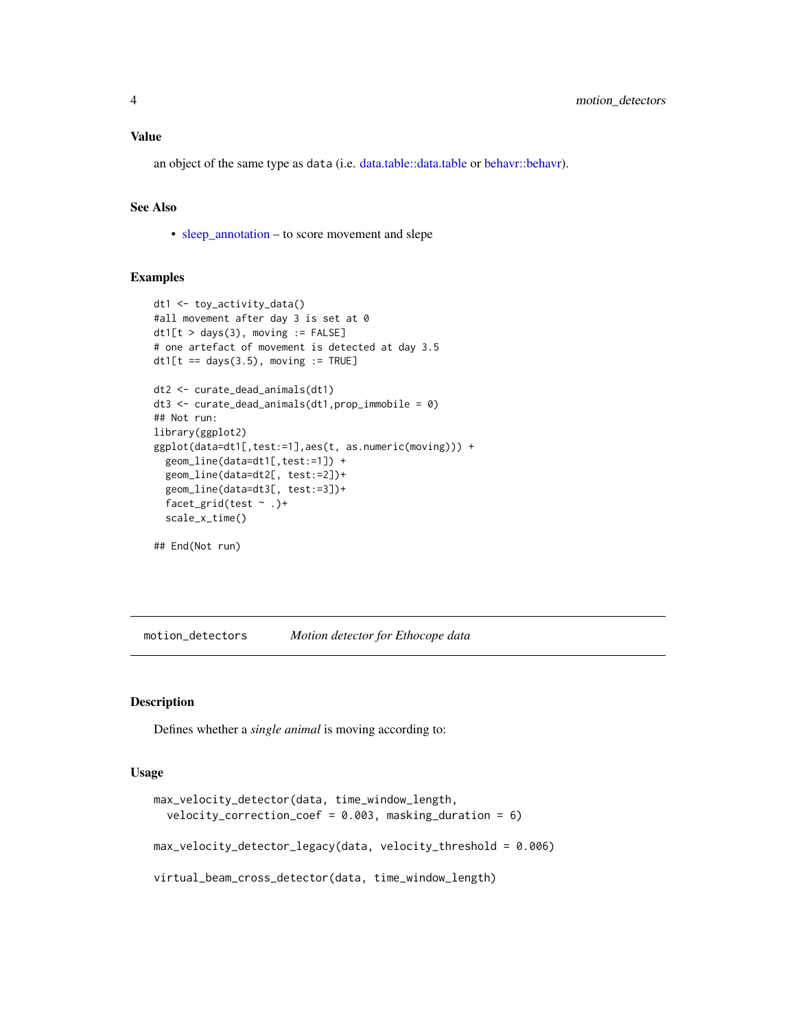### Value

an object of the same type as data (i.e. data.table::data.table or behavr::behavr).

### See Also

- sleep_annotation – to score movement and slepe

### Examples

```
dt1 <- toy_activity_data()
#all movement after day 3 is set at 0
dt1[t > days(3), moving := FALSE]
# one artefact of movement is detected at day 3.5
dt1[t == days(3.5), moving := TRUE]

dt2 <- curate_dead_animals(dt1)
dt3 <- curate_dead_animals(dt1,prop_immobile = 0)
## Not run:
library(ggplot2)
ggplot(data=dt1[,test:=1],aes(t, as.numeric(moving))) +
  geom_line(data=dt1[,test:=1]) +
  geom_line(data=dt2[, test:=2])+
  geom_line(data=dt3[, test:=3])+
  facet_grid(test ~ .)+
  scale_x_time()

## End(Not run)
```

---

## motion_detectors &nbsp;&nbsp;&nbsp; *Motion detector for Ethocope data*

### Description

Defines whether a *single animal* is moving according to:

### Usage

```
max_velocity_detector(data, time_window_length,
  velocity_correction_coef = 0.003, masking_duration = 6)

max_velocity_detector_legacy(data, velocity_threshold = 0.006)

virtual_beam_cross_detector(data, time_window_length)
```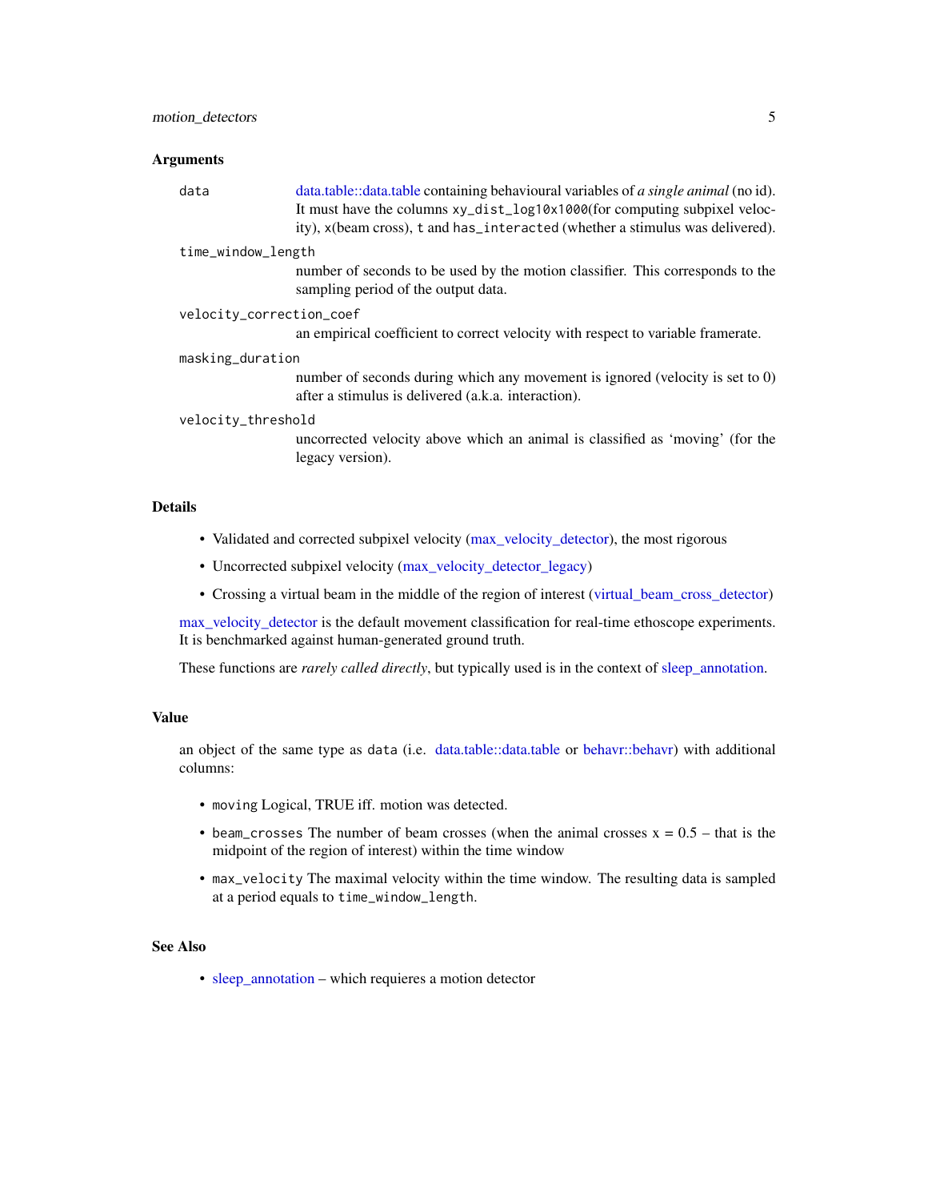### Arguments

- `data` — data.table::data.table containing behavioural variables of *a single animal* (no id). It must have the columns `xy_dist_log10x1000`(for computing subpixel velocity), `x`(beam cross), `t` and `has_interacted` (whether a stimulus was delivered).
- `time_window_length` — number of seconds to be used by the motion classifier. This corresponds to the sampling period of the output data.
- `velocity_correction_coef` — an empirical coefficient to correct velocity with respect to variable framerate.
- `masking_duration` — number of seconds during which any movement is ignored (velocity is set to 0) after a stimulus is delivered (a.k.a. interaction).
- `velocity_threshold` — uncorrected velocity above which an animal is classified as 'moving' (for the legacy version).

### Details

- Validated and corrected subpixel velocity (max_velocity_detector), the most rigorous
- Uncorrected subpixel velocity (max_velocity_detector_legacy)
- Crossing a virtual beam in the middle of the region of interest (virtual_beam_cross_detector)

max_velocity_detector is the default movement classification for real-time ethoscope experiments. It is benchmarked against human-generated ground truth.

These functions are *rarely called directly*, but typically used is in the context of sleep_annotation.

### Value

an object of the same type as `data` (i.e. data.table::data.table or behavr::behavr) with additional columns:

- `moving` Logical, TRUE iff. motion was detected.
- `beam_crosses` The number of beam crosses (when the animal crosses x = 0.5 – that is the midpoint of the region of interest) within the time window
- `max_velocity` The maximal velocity within the time window. The resulting data is sampled at a period equals to `time_window_length`.

### See Also

- sleep_annotation – which requieres a motion detector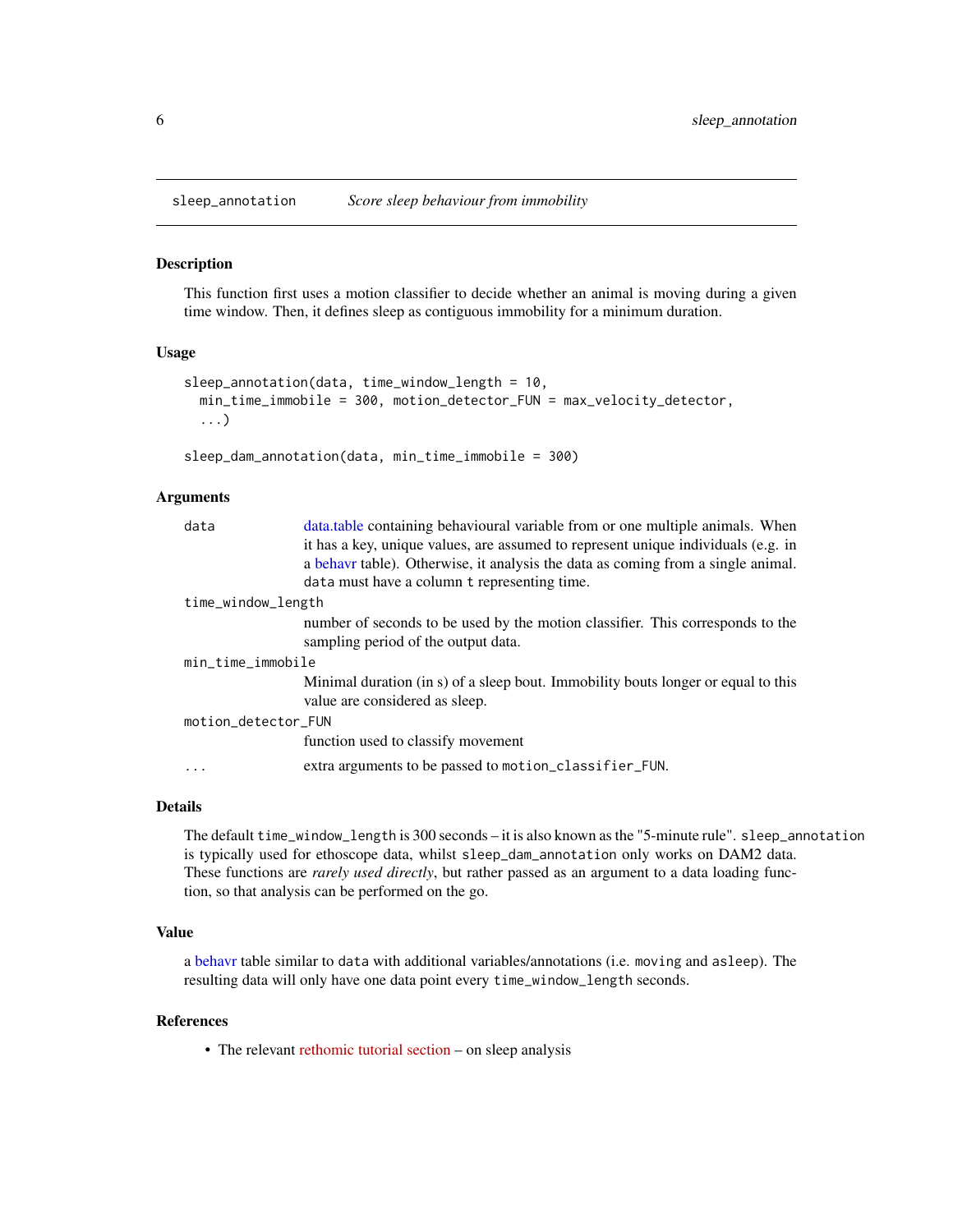`sleep_annotation` *Score sleep behaviour from immobility*

## Description

This function first uses a motion classifier to decide whether an animal is moving during a given time window. Then, it defines sleep as contiguous immobility for a minimum duration.

## Usage

```
sleep_annotation(data, time_window_length = 10,
  min_time_immobile = 300, motion_detector_FUN = max_velocity_detector,
  ...)

sleep_dam_annotation(data, min_time_immobile = 300)
```

## Arguments

| | |
|---|---|
| `data` | data.table containing behavioural variable from or one multiple animals. When it has a key, unique values, are assumed to represent unique individuals (e.g. in a behavr table). Otherwise, it analysis the data as coming from a single animal. `data` must have a column `t` representing time. |
| `time_window_length` | number of seconds to be used by the motion classifier. This corresponds to the sampling period of the output data. |
| `min_time_immobile` | Minimal duration (in s) of a sleep bout. Immobility bouts longer or equal to this value are considered as sleep. |
| `motion_detector_FUN` | function used to classify movement |
| `...` | extra arguments to be passed to `motion_classifier_FUN`. |

## Details

The default `time_window_length` is 300 seconds – it is also known as the "5-minute rule". `sleep_annotation` is typically used for ethoscope data, whilst `sleep_dam_annotation` only works on DAM2 data. These functions are *rarely used directly*, but rather passed as an argument to a data loading function, so that analysis can be performed on the go.

## Value

a behavr table similar to `data` with additional variables/annotations (i.e. `moving` and `asleep`). The resulting data will only have one data point every `time_window_length` seconds.

## References

- The relevant rethomic tutorial section – on sleep analysis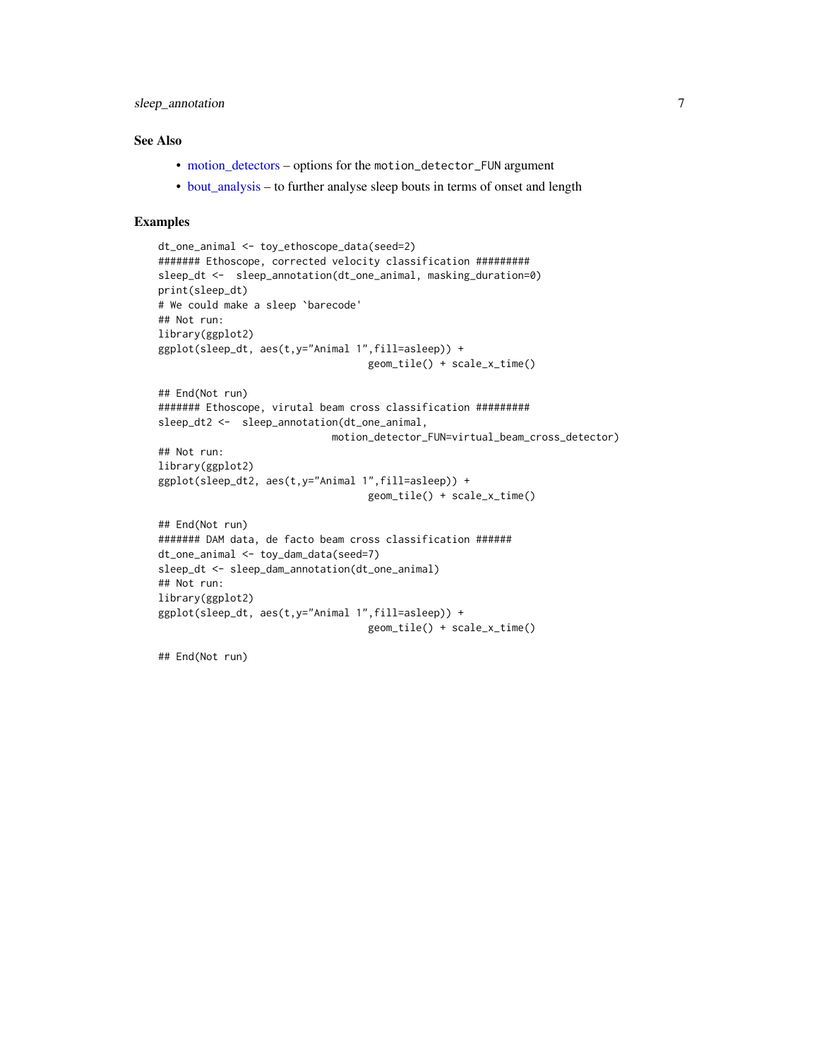## See Also

- motion_detectors – options for the `motion_detector_FUN` argument
- bout_analysis – to further analyse sleep bouts in terms of onset and length

## Examples

```
dt_one_animal <- toy_ethoscope_data(seed=2)
####### Ethoscope, corrected velocity classification #########
sleep_dt <-  sleep_annotation(dt_one_animal, masking_duration=0)
print(sleep_dt)
# We could make a sleep `barecode'
## Not run:
library(ggplot2)
ggplot(sleep_dt, aes(t,y="Animal 1",fill=asleep)) +
                                    geom_tile() + scale_x_time()

## End(Not run)
####### Ethoscope, virutal beam cross classification #########
sleep_dt2 <-  sleep_annotation(dt_one_animal,
                              motion_detector_FUN=virtual_beam_cross_detector)
## Not run:
library(ggplot2)
ggplot(sleep_dt2, aes(t,y="Animal 1",fill=asleep)) +
                                    geom_tile() + scale_x_time()

## End(Not run)
####### DAM data, de facto beam cross classification ######
dt_one_animal <- toy_dam_data(seed=7)
sleep_dt <- sleep_dam_annotation(dt_one_animal)
## Not run:
library(ggplot2)
ggplot(sleep_dt, aes(t,y="Animal 1",fill=asleep)) +
                                    geom_tile() + scale_x_time()

## End(Not run)
```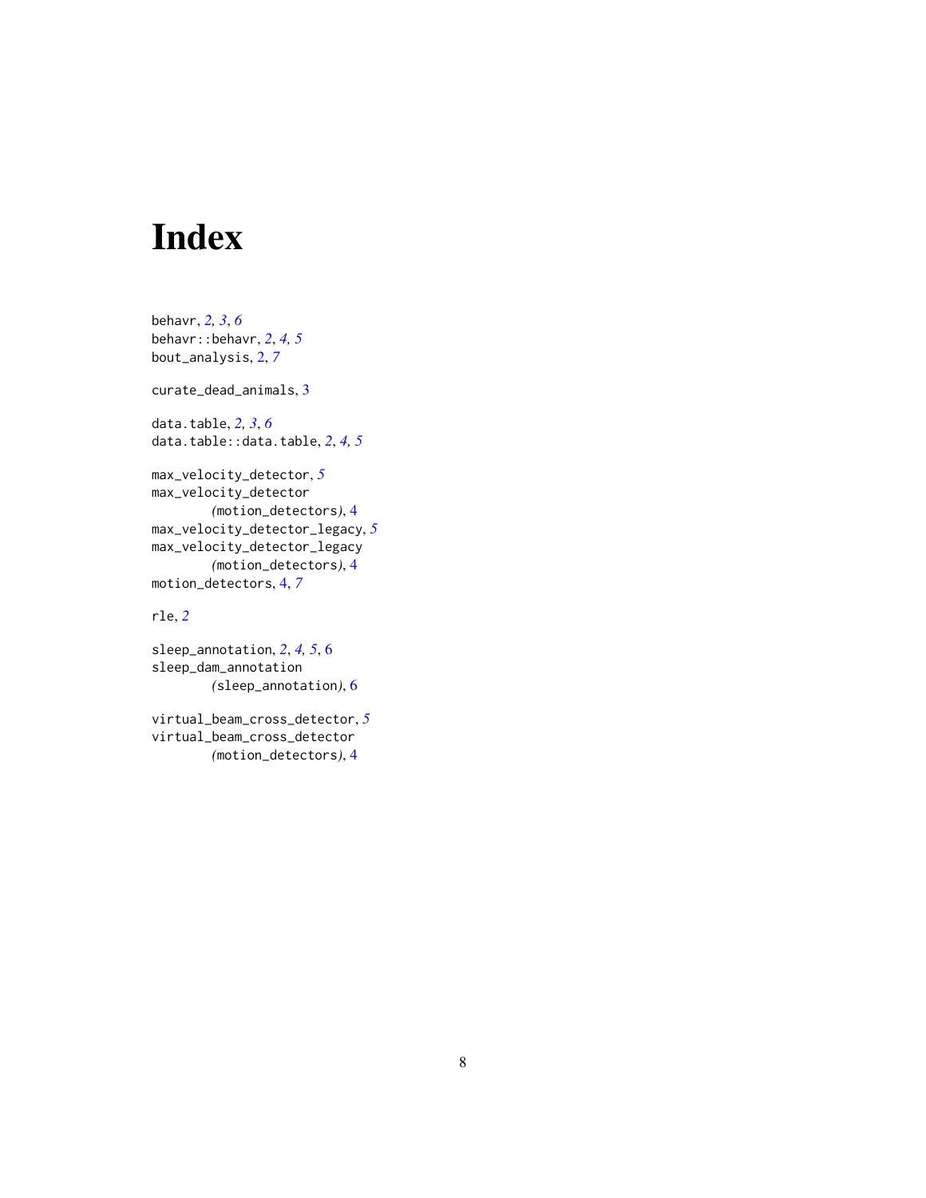# Index

behavr, *2, 3*, *6*
behavr::behavr, *2*, *4, 5*
bout_analysis, 2, *7*

curate_dead_animals, 3

data.table, *2, 3*, *6*
data.table::data.table, *2*, *4, 5*

max_velocity_detector, *5*
max_velocity_detector
    *(*motion_detectors*)*, 4
max_velocity_detector_legacy, *5*
max_velocity_detector_legacy
    *(*motion_detectors*)*, 4
motion_detectors, 4, *7*

rle, *2*

sleep_annotation, 2, *4, 5*, 6
sleep_dam_annotation
    *(*sleep_annotation*)*, 6

virtual_beam_cross_detector, *5*
virtual_beam_cross_detector
    *(*motion_detectors*)*, 4